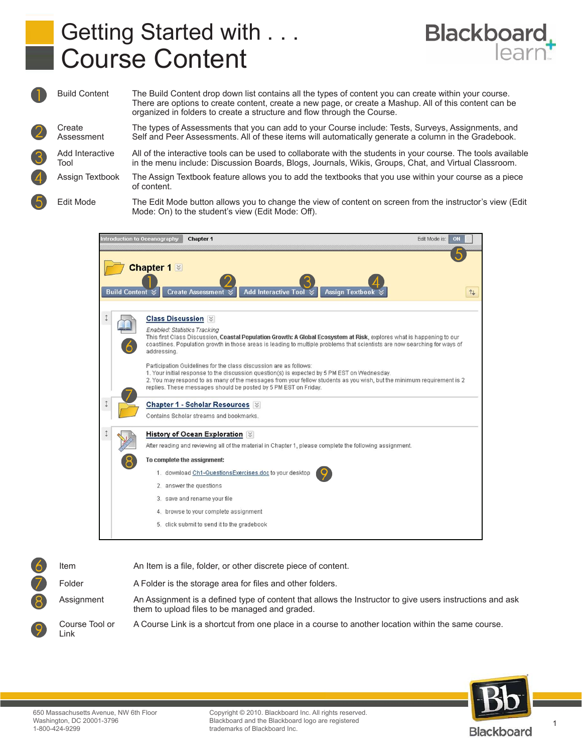# Getting Started with . . . Course Content

Blackboard learn

| | | |
|---|---|---|
| 1 | Build Content | The Build Content drop down list contains all the types of content you can create within your course. There are options to create content, create a new page, or create a Mashup. All of this content can be organized in folders to create a structure and flow through the Course. |
| 2 | Create Assessment | The types of Assessments that you can add to your Course include: Tests, Surveys, Assignments, and Self and Peer Assessments. All of these items will automatically generate a column in the Gradebook. |
| 3 | Add Interactive Tool | All of the interactive tools can be used to collaborate with the students in your course. The tools available in the menu include: Discussion Boards, Blogs, Journals, Wikis, Groups, Chat, and Virtual Classroom. |
| 4 | Assign Textbook | The Assign Textbook feature allows you to add the textbooks that you use within your course as a piece of content. |
| 5 | Edit Mode | The Edit Mode button allows you to change the view of content on screen from the instructor's view (Edit Mode: On) to the student's view (Edit Mode: Off). |

Introduction to Oceanography | Chapter 1 — Edit Mode is: ON (5)

**Chapter 1**

Build Content (1) | Create Assessment (2) | Add Interactive Tool (3) | Assign Textbook (4)

**Class Discussion** (6)

*Enabled: Statistics Tracking*

This first Class Discussion, **Coastal Population Growth: A Global Ecosystem at Risk**, explores what is happening to our coastlines. Population growth in those areas is leading to multiple problems that scientists are now searching for ways of addressing.

Participation Guidelines for the class discussion are as follows:

1. Your initial response to the discussion question(s) is expected by 5 PM EST on Wednesday.
2. You may respond to as many of the messages from your fellow students as you wish, but the minimum requirement is 2 replies. These messages should be posted by 5 PM EST on Friday.

**Chapter 1 - Scholar Resources** (7)

Contains Scholar streams and bookmarks.

**History of Ocean Exploration** (8)

After reading and reviewing all of the material in Chapter 1, please complete the following assignment.

**To complete the assignment:**

1. download Ch1-QuestionsExercises.doc to your desktop (9)
2. answer the questions
3. save and rename your file
4. browse to your complete assignment
5. click submit to send it to the gradebook

| | | |
|---|---|---|
| 6 | Item | An Item is a file, folder, or other discrete piece of content. |
| 7 | Folder | A Folder is the storage area for files and other folders. |
| 8 | Assignment | An Assignment is a defined type of content that allows the Instructor to give users instructions and ask them to upload files to be managed and graded. |
| 9 | Course Tool or Link | A Course Link is a shortcut from one place in a course to another location within the same course. |

650 Massachusetts Avenue, NW 6th Floor
Washington, DC 20001-3796
1-800-424-9299

Copyright © 2010. Blackboard Inc. All rights reserved.
Blackboard and the Blackboard logo are registered trademarks of Blackboard Inc.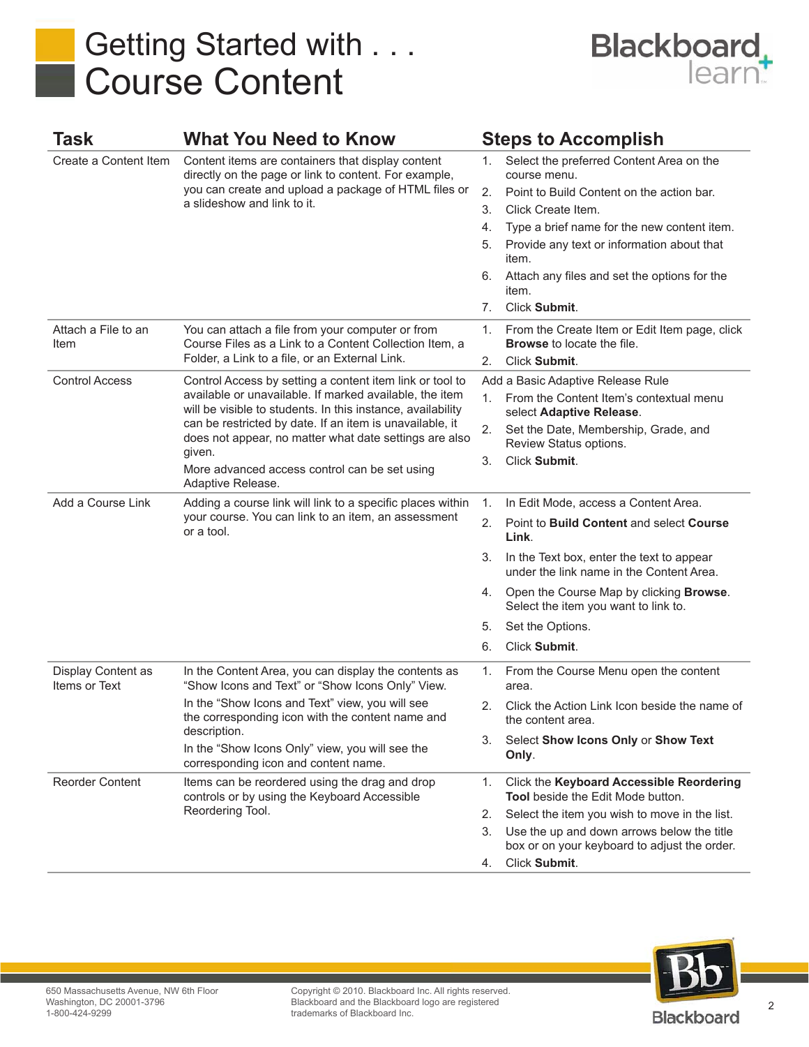# Getting Started with . . . Course Content

| Task | What You Need to Know | Steps to Accomplish |
|---|---|---|
| Create a Content Item | Content items are containers that display content directly on the page or link to content. For example, you can create and upload a package of HTML files or a slideshow and link to it. | 1. Select the preferred Content Area on the course menu.<br>2. Point to Build Content on the action bar.<br>3. Click Create Item.<br>4. Type a brief name for the new content item.<br>5. Provide any text or information about that item.<br>6. Attach any files and set the options for the item.<br>7. Click **Submit**. |
| Attach a File to an Item | You can attach a file from your computer or from Course Files as a Link to a Content Collection Item, a Folder, a Link to a file, or an External Link. | 1. From the Create Item or Edit Item page, click **Browse** to locate the file.<br>2. Click **Submit**. |
| Control Access | Control Access by setting a content item link or tool to available or unavailable. If marked available, the item will be visible to students. In this instance, availability can be restricted by date. If an item is unavailable, it does not appear, no matter what date settings are also given.<br>More advanced access control can be set using Adaptive Release. | Add a Basic Adaptive Release Rule<br>1. From the Content Item's contextual menu select **Adaptive Release**.<br>2. Set the Date, Membership, Grade, and Review Status options.<br>3. Click **Submit**. |
| Add a Course Link | Adding a course link will link to a specific places within your course. You can link to an item, an assessment or a tool. | 1. In Edit Mode, access a Content Area.<br>2. Point to **Build Content** and select **Course Link**.<br>3. In the Text box, enter the text to appear under the link name in the Content Area.<br>4. Open the Course Map by clicking **Browse**. Select the item you want to link to.<br>5. Set the Options.<br>6. Click **Submit**. |
| Display Content as Items or Text | In the Content Area, you can display the contents as "Show Icons and Text" or "Show Icons Only" View.<br>In the "Show Icons and Text" view, you will see the corresponding icon with the content name and description.<br>In the "Show Icons Only" view, you will see the corresponding icon and content name. | 1. From the Course Menu open the content area.<br>2. Click the Action Link Icon beside the name of the content area.<br>3. Select **Show Icons Only** or **Show Text Only**. |
| Reorder Content | Items can be reordered using the drag and drop controls or by using the Keyboard Accessible Reordering Tool. | 1. Click the **Keyboard Accessible Reordering Tool** beside the Edit Mode button.<br>2. Select the item you wish to move in the list.<br>3. Use the up and down arrows below the title box or on your keyboard to adjust the order.<br>4. Click **Submit**. |

650 Massachusetts Avenue, NW 6th Floor
Washington, DC 20001-3796
1-800-424-9299

Copyright © 2010. Blackboard Inc. All rights reserved. Blackboard and the Blackboard logo are registered trademarks of Blackboard Inc.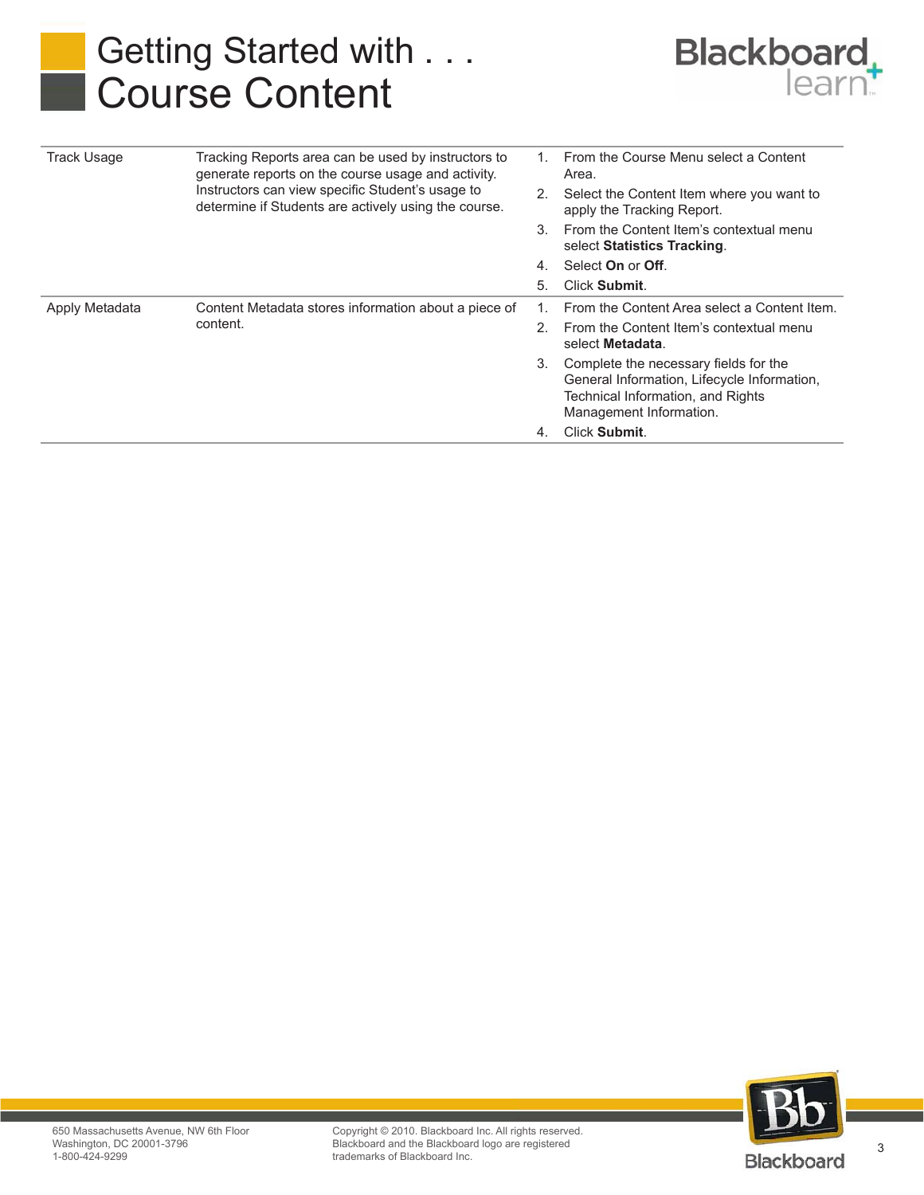# Getting Started with . . . Course Content

| | | |
|---|---|---|
| Track Usage | Tracking Reports area can be used by instructors to generate reports on the course usage and activity. Instructors can view specific Student's usage to determine if Students are actively using the course. | 1. From the Course Menu select a Content Area.<br>2. Select the Content Item where you want to apply the Tracking Report.<br>3. From the Content Item's contextual menu select **Statistics Tracking**.<br>4. Select **On** or **Off**.<br>5. Click **Submit**. |
| Apply Metadata | Content Metadata stores information about a piece of content. | 1. From the Content Area select a Content Item.<br>2. From the Content Item's contextual menu select **Metadata**.<br>3. Complete the necessary fields for the General Information, Lifecycle Information, Technical Information, and Rights Management Information.<br>4. Click **Submit**. |

650 Massachusetts Avenue, NW 6th Floor
Washington, DC 20001-3796
1-800-424-9299

Copyright © 2010. Blackboard Inc. All rights reserved. Blackboard and the Blackboard logo are registered trademarks of Blackboard Inc.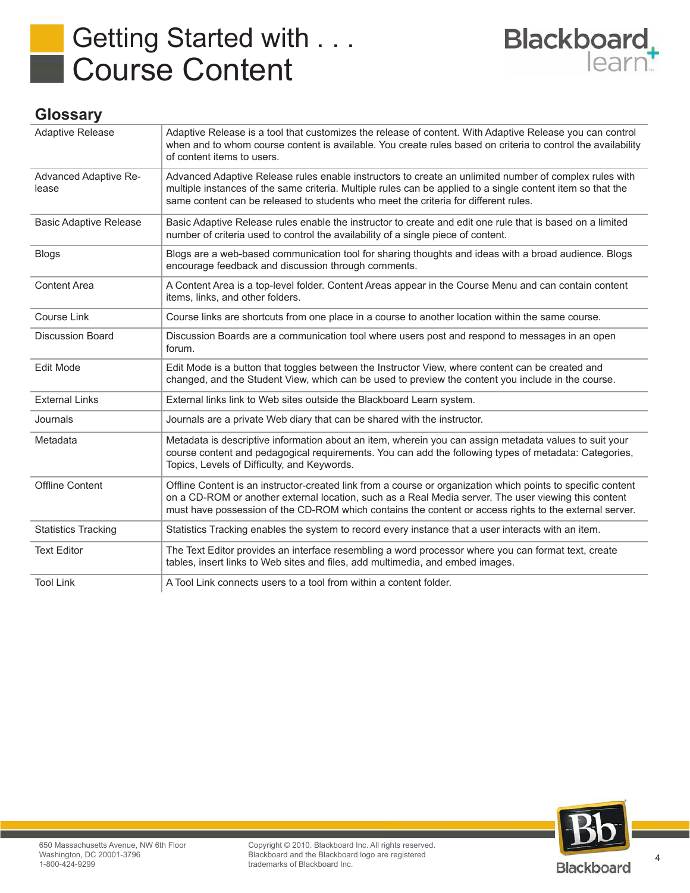# Getting Started with . . . Course Content

## Glossary

| | |
|---|---|
| Adaptive Release | Adaptive Release is a tool that customizes the release of content. With Adaptive Release you can control when and to whom course content is available. You create rules based on criteria to control the availability of content items to users. |
| Advanced Adaptive Release | Advanced Adaptive Release rules enable instructors to create an unlimited number of complex rules with multiple instances of the same criteria. Multiple rules can be applied to a single content item so that the same content can be released to students who meet the criteria for different rules. |
| Basic Adaptive Release | Basic Adaptive Release rules enable the instructor to create and edit one rule that is based on a limited number of criteria used to control the availability of a single piece of content. |
| Blogs | Blogs are a web-based communication tool for sharing thoughts and ideas with a broad audience. Blogs encourage feedback and discussion through comments. |
| Content Area | A Content Area is a top-level folder. Content Areas appear in the Course Menu and can contain content items, links, and other folders. |
| Course Link | Course links are shortcuts from one place in a course to another location within the same course. |
| Discussion Board | Discussion Boards are a communication tool where users post and respond to messages in an open forum. |
| Edit Mode | Edit Mode is a button that toggles between the Instructor View, where content can be created and changed, and the Student View, which can be used to preview the content you include in the course. |
| External Links | External links link to Web sites outside the Blackboard Learn system. |
| Journals | Journals are a private Web diary that can be shared with the instructor. |
| Metadata | Metadata is descriptive information about an item, wherein you can assign metadata values to suit your course content and pedagogical requirements. You can add the following types of metadata: Categories, Topics, Levels of Difficulty, and Keywords. |
| Offline Content | Offline Content is an instructor-created link from a course or organization which points to specific content on a CD-ROM or another external location, such as a Real Media server. The user viewing this content must have possession of the CD-ROM which contains the content or access rights to the external server. |
| Statistics Tracking | Statistics Tracking enables the system to record every instance that a user interacts with an item. |
| Text Editor | The Text Editor provides an interface resembling a word processor where you can format text, create tables, insert links to Web sites and files, add multimedia, and embed images. |
| Tool Link | A Tool Link connects users to a tool from within a content folder. |

650 Massachusetts Avenue, NW 6th Floor
Washington, DC 20001-3796
1-800-424-9299

Copyright © 2010. Blackboard Inc. All rights reserved.
Blackboard and the Blackboard logo are registered trademarks of Blackboard Inc.